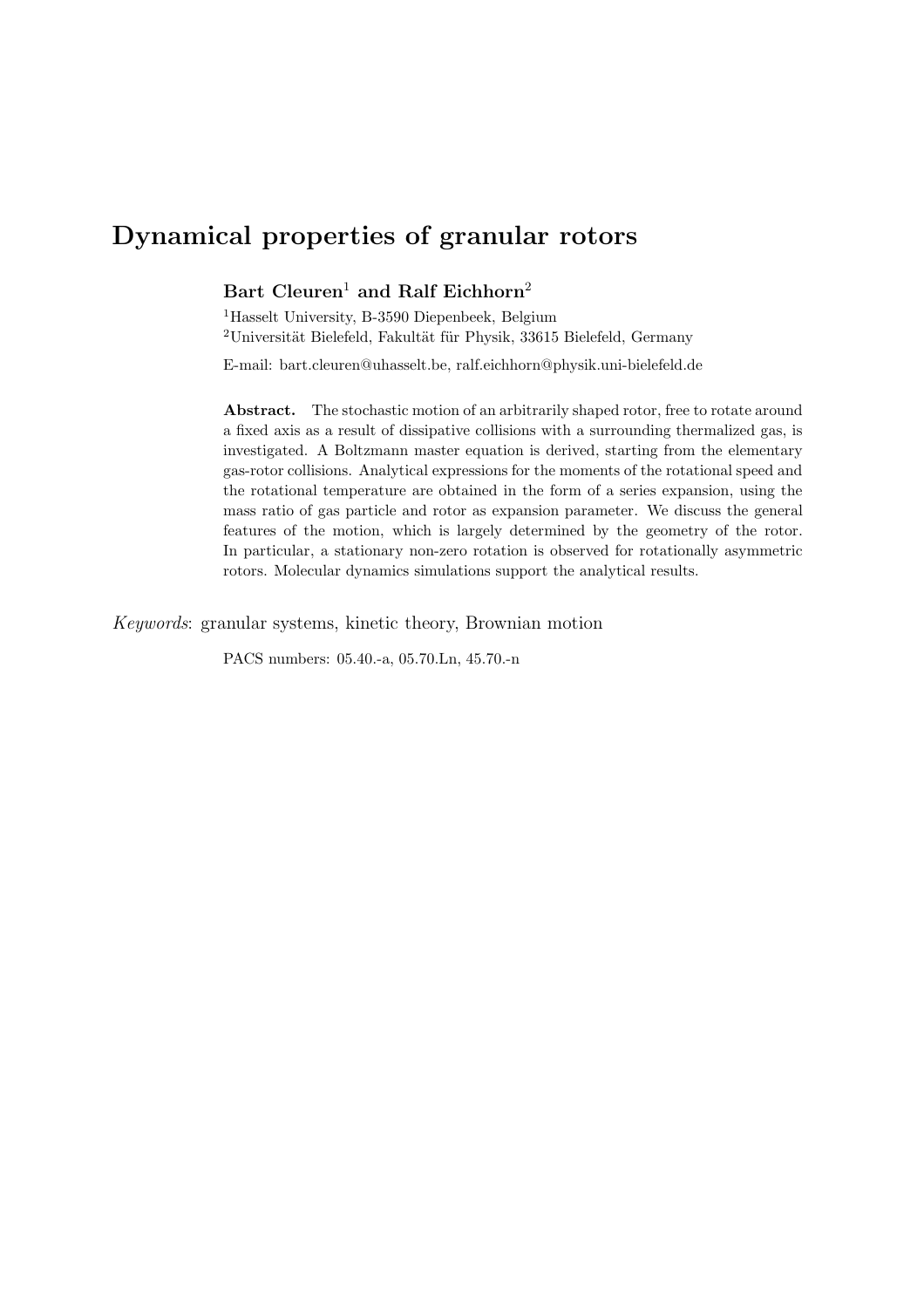# Dynamical properties of granular rotors

**Bart Cleuren**[1] **and Ralf Eichhorn**[2]

[1]Hasselt University, B-3590 Diepenbeek, Belgium

[2]Universität Bielefeld, Fakultät für Physik, 33615 Bielefeld, Germany

E-mail: bart.cleuren@uhasselt.be, ralf.eichhorn@physik.uni-bielefeld.de

**Abstract.** The stochastic motion of an arbitrarily shaped rotor, free to rotate around a fixed axis as a result of dissipative collisions with a surrounding thermalized gas, is investigated. A Boltzmann master equation is derived, starting from the elementary gas-rotor collisions. Analytical expressions for the moments of the rotational speed and the rotational temperature are obtained in the form of a series expansion, using the mass ratio of gas particle and rotor as expansion parameter. We discuss the general features of the motion, which is largely determined by the geometry of the rotor. In particular, a stationary non-zero rotation is observed for rotationally asymmetric rotors. Molecular dynamics simulations support the analytical results.

*Keywords*: granular systems, kinetic theory, Brownian motion

PACS numbers: 05.40.-a, 05.70.Ln, 45.70.-n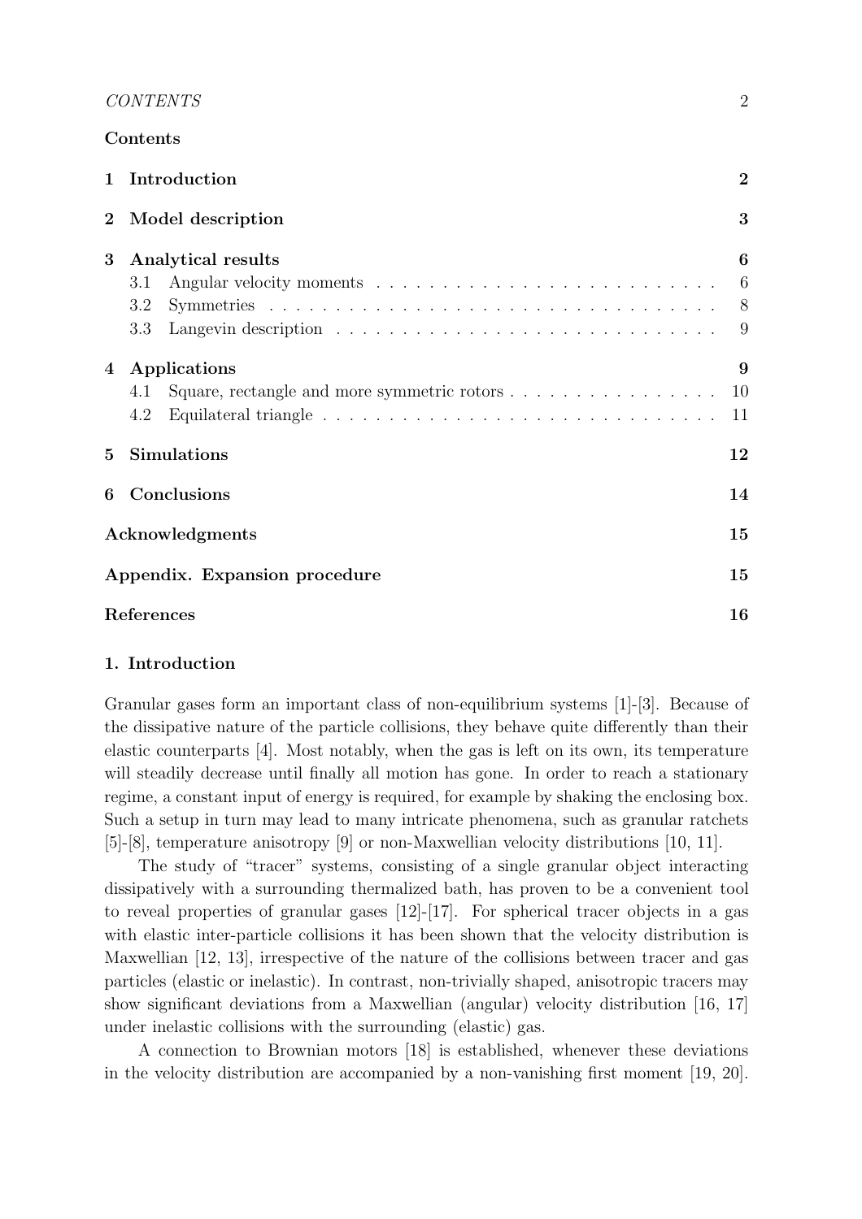## Contents

| | | |
|---|---|---|
| **1** | **Introduction** | **2** |
| **2** | **Model description** | **3** |
| **3** | **Analytical results** | **6** |
| | 3.1 Angular velocity moments | 6 |
| | 3.2 Symmetries | 8 |
| | 3.3 Langevin description | 9 |
| **4** | **Applications** | **9** |
| | 4.1 Square, rectangle and more symmetric rotors | 10 |
| | 4.2 Equilateral triangle | 11 |
| **5** | **Simulations** | **12** |
| **6** | **Conclusions** | **14** |
| | **Acknowledgments** | **15** |
| | **Appendix. Expansion procedure** | **15** |
| | **References** | **16** |

## 1. Introduction

Granular gases form an important class of non-equilibrium systems [1]-[3]. Because of the dissipative nature of the particle collisions, they behave quite differently than their elastic counterparts [4]. Most notably, when the gas is left on its own, its temperature will steadily decrease until finally all motion has gone. In order to reach a stationary regime, a constant input of energy is required, for example by shaking the enclosing box. Such a setup in turn may lead to many intricate phenomena, such as granular ratchets [5]-[8], temperature anisotropy [9] or non-Maxwellian velocity distributions [10, 11].

The study of "tracer" systems, consisting of a single granular object interacting dissipatively with a surrounding thermalized bath, has proven to be a convenient tool to reveal properties of granular gases [12]-[17]. For spherical tracer objects in a gas with elastic inter-particle collisions it has been shown that the velocity distribution is Maxwellian [12, 13], irrespective of the nature of the collisions between tracer and gas particles (elastic or inelastic). In contrast, non-trivially shaped, anisotropic tracers may show significant deviations from a Maxwellian (angular) velocity distribution [16, 17] under inelastic collisions with the surrounding (elastic) gas.

A connection to Brownian motors [18] is established, whenever these deviations in the velocity distribution are accompanied by a non-vanishing first moment [19, 20].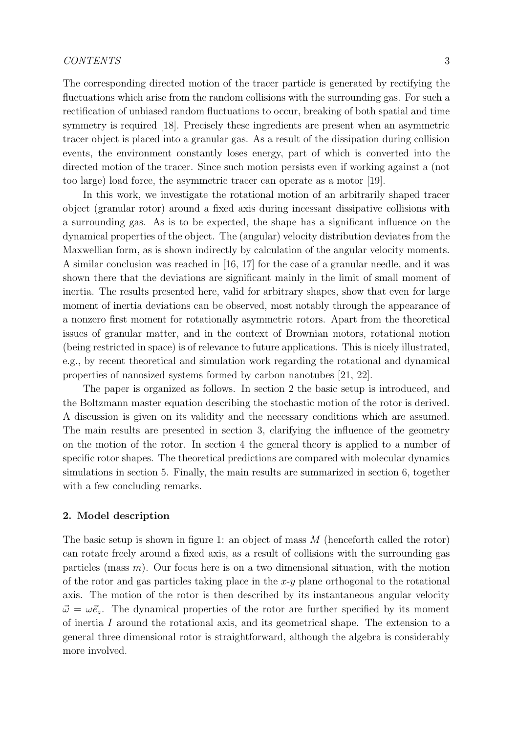The corresponding directed motion of the tracer particle is generated by rectifying the fluctuations which arise from the random collisions with the surrounding gas. For such a rectification of unbiased random fluctuations to occur, breaking of both spatial and time symmetry is required [18]. Precisely these ingredients are present when an asymmetric tracer object is placed into a granular gas. As a result of the dissipation during collision events, the environment constantly loses energy, part of which is converted into the directed motion of the tracer. Since such motion persists even if working against a (not too large) load force, the asymmetric tracer can operate as a motor [19].

In this work, we investigate the rotational motion of an arbitrarily shaped tracer object (granular rotor) around a fixed axis during incessant dissipative collisions with a surrounding gas. As is to be expected, the shape has a significant influence on the dynamical properties of the object. The (angular) velocity distribution deviates from the Maxwellian form, as is shown indirectly by calculation of the angular velocity moments. A similar conclusion was reached in [16, 17] for the case of a granular needle, and it was shown there that the deviations are significant mainly in the limit of small moment of inertia. The results presented here, valid for arbitrary shapes, show that even for large moment of inertia deviations can be observed, most notably through the appearance of a nonzero first moment for rotationally asymmetric rotors. Apart from the theoretical issues of granular matter, and in the context of Brownian motors, rotational motion (being restricted in space) is of relevance to future applications. This is nicely illustrated, e.g., by recent theoretical and simulation work regarding the rotational and dynamical properties of nanosized systems formed by carbon nanotubes [21, 22].

The paper is organized as follows. In section 2 the basic setup is introduced, and the Boltzmann master equation describing the stochastic motion of the rotor is derived. A discussion is given on its validity and the necessary conditions which are assumed. The main results are presented in section 3, clarifying the influence of the geometry on the motion of the rotor. In section 4 the general theory is applied to a number of specific rotor shapes. The theoretical predictions are compared with molecular dynamics simulations in section 5. Finally, the main results are summarized in section 6, together with a few concluding remarks.

## 2. Model description

The basic setup is shown in figure 1: an object of mass $M$ (henceforth called the rotor) can rotate freely around a fixed axis, as a result of collisions with the surrounding gas particles (mass $m$). Our focus here is on a two dimensional situation, with the motion of the rotor and gas particles taking place in the $x$-$y$ plane orthogonal to the rotational axis. The motion of the rotor is then described by its instantaneous angular velocity $\vec{\omega} = \omega\vec{e}_z$. The dynamical properties of the rotor are further specified by its moment of inertia $I$ around the rotational axis, and its geometrical shape. The extension to a general three dimensional rotor is straightforward, although the algebra is considerably more involved.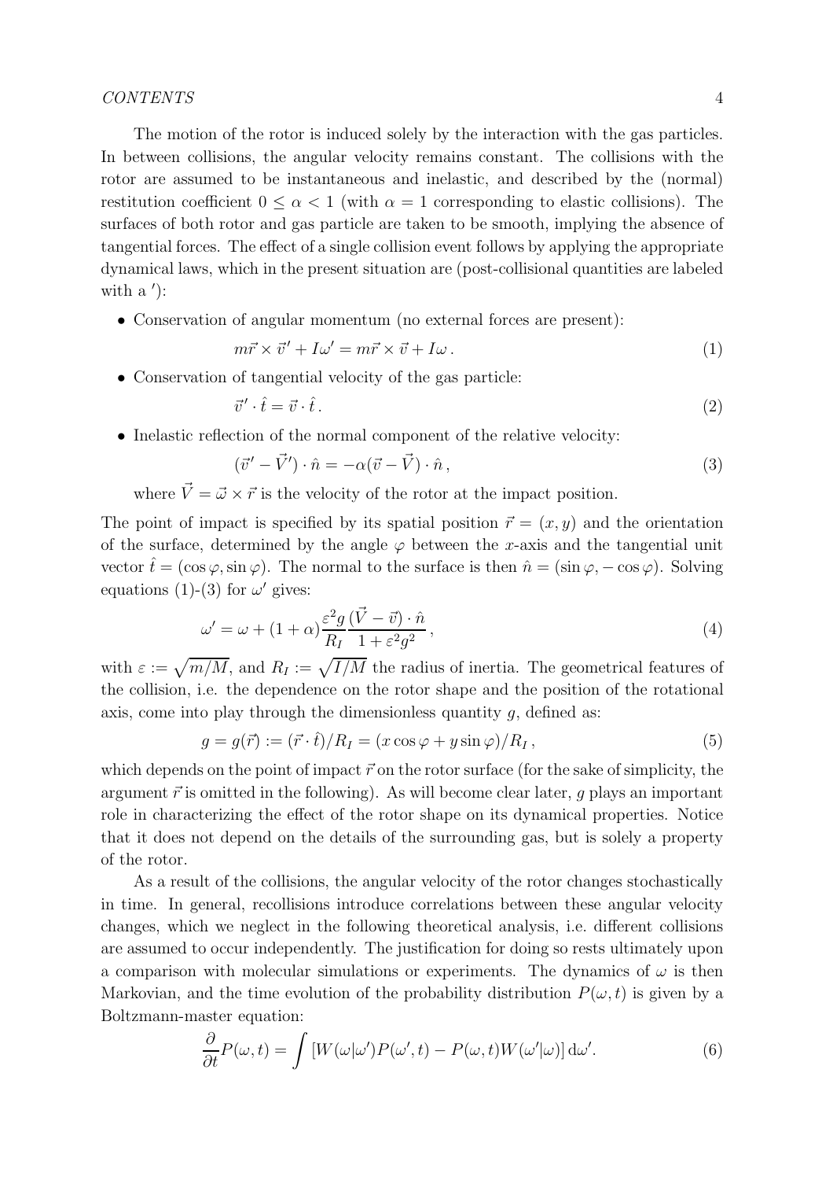The motion of the rotor is induced solely by the interaction with the gas particles. In between collisions, the angular velocity remains constant. The collisions with the rotor are assumed to be instantaneous and inelastic, and described by the (normal) restitution coefficient $0 \leq \alpha < 1$ (with $\alpha = 1$ corresponding to elastic collisions). The surfaces of both rotor and gas particle are taken to be smooth, implying the absence of tangential forces. The effect of a single collision event follows by applying the appropriate dynamical laws, which in the present situation are (post-collisional quantities are labeled with a $'$):

- Conservation of angular momentum (no external forces are present):

$$m\vec{r} \times \vec{v}' + I\omega' = m\vec{r} \times \vec{v} + I\omega \,. \tag{1}$$

- Conservation of tangential velocity of the gas particle:

$$\vec{v}' \cdot \hat{t} = \vec{v} \cdot \hat{t} \,. \tag{2}$$

- Inelastic reflection of the normal component of the relative velocity:

$$(\vec{v}' - \vec{V}') \cdot \hat{n} = -\alpha(\vec{v} - \vec{V}) \cdot \hat{n} \,, \tag{3}$$

  where $\vec{V} = \vec{\omega} \times \vec{r}$ is the velocity of the rotor at the impact position.

The point of impact is specified by its spatial position $\vec{r} = (x, y)$ and the orientation of the surface, determined by the angle $\varphi$ between the $x$-axis and the tangential unit vector $\hat{t} = (\cos\varphi, \sin\varphi)$. The normal to the surface is then $\hat{n} = (\sin\varphi, -\cos\varphi)$. Solving equations (1)-(3) for $\omega'$ gives:

$$\omega' = \omega + (1 + \alpha)\frac{\varepsilon^2 g}{R_I} \frac{(\vec{V} - \vec{v}) \cdot \hat{n}}{1 + \varepsilon^2 g^2} \,, \tag{4}$$

with $\varepsilon := \sqrt{m/M}$, and $R_I := \sqrt{I/M}$ the radius of inertia. The geometrical features of the collision, i.e. the dependence on the rotor shape and the position of the rotational axis, come into play through the dimensionless quantity $g$, defined as:

$$g = g(\vec{r}) := (\vec{r} \cdot \hat{t})/R_I = (x \cos\varphi + y \sin\varphi)/R_I \,, \tag{5}$$

which depends on the point of impact $\vec{r}$ on the rotor surface (for the sake of simplicity, the argument $\vec{r}$ is omitted in the following). As will become clear later, $g$ plays an important role in characterizing the effect of the rotor shape on its dynamical properties. Notice that it does not depend on the details of the surrounding gas, but is solely a property of the rotor.

As a result of the collisions, the angular velocity of the rotor changes stochastically in time. In general, recollisions introduce correlations between these angular velocity changes, which we neglect in the following theoretical analysis, i.e. different collisions are assumed to occur independently. The justification for doing so rests ultimately upon a comparison with molecular simulations or experiments. The dynamics of $\omega$ is then Markovian, and the time evolution of the probability distribution $P(\omega, t)$ is given by a Boltzmann-master equation:

$$\frac{\partial}{\partial t} P(\omega, t) = \int \left[ W(\omega|\omega')P(\omega', t) - P(\omega, t)W(\omega'|\omega) \right] \mathrm{d}\omega'. \tag{6}$$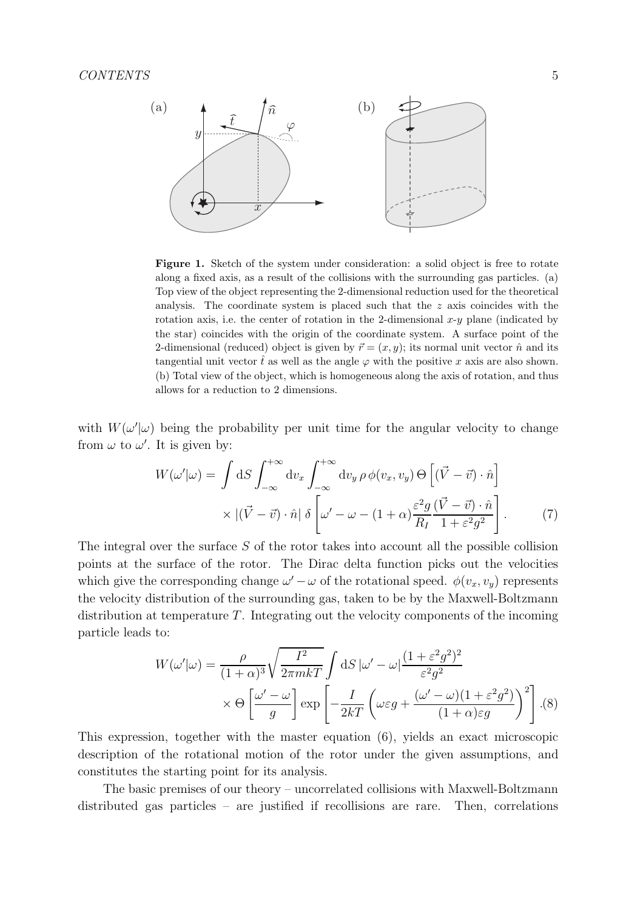**Figure 1.** Sketch of the system under consideration: a solid object is free to rotate along a fixed axis, as a result of the collisions with the surrounding gas particles. (a) Top view of the object representing the 2-dimensional reduction used for the theoretical analysis. The coordinate system is placed such that the $z$ axis coincides with the rotation axis, i.e. the center of rotation in the 2-dimensional $x$-$y$ plane (indicated by the star) coincides with the origin of the coordinate system. A surface point of the 2-dimensional (reduced) object is given by $\vec{r} = (x, y)$; its normal unit vector $\hat{n}$ and its tangential unit vector $\hat{t}$ as well as the angle $\varphi$ with the positive $x$ axis are also shown. (b) Total view of the object, which is homogeneous along the axis of rotation, and thus allows for a reduction to 2 dimensions.

with $W(\omega'|\omega)$ being the probability per unit time for the angular velocity to change from $\omega$ to $\omega'$. It is given by:

$$W(\omega'|\omega) = \int \mathrm{d}S \int_{-\infty}^{+\infty} \mathrm{d}v_x \int_{-\infty}^{+\infty} \mathrm{d}v_y \, \rho \, \phi(v_x, v_y) \, \Theta\left[(\vec{V} - \vec{v}) \cdot \hat{n}\right] \times |(\vec{V} - \vec{v}) \cdot \hat{n}| \, \delta\left[\omega' - \omega - (1+\alpha)\frac{\varepsilon^2 g}{R_I} \frac{(\vec{V} - \vec{v}) \cdot \hat{n}}{1 + \varepsilon^2 g^2}\right]. \quad (7)$$

The integral over the surface $S$ of the rotor takes into account all the possible collision points at the surface of the rotor. The Dirac delta function picks out the velocities which give the corresponding change $\omega' - \omega$ of the rotational speed. $\phi(v_x, v_y)$ represents the velocity distribution of the surrounding gas, taken to be by the Maxwell-Boltzmann distribution at temperature $T$. Integrating out the velocity components of the incoming particle leads to:

$$W(\omega'|\omega) = \frac{\rho}{(1+\alpha)^3} \sqrt{\frac{I^2}{2\pi m k T}} \int \mathrm{d}S \, |\omega' - \omega| \frac{(1 + \varepsilon^2 g^2)^2}{\varepsilon^2 g^2} \times \Theta\left[\frac{\omega' - \omega}{g}\right] \exp\left[-\frac{I}{2kT}\left(\omega \varepsilon g + \frac{(\omega' - \omega)(1 + \varepsilon^2 g^2)}{(1+\alpha)\varepsilon g}\right)^2\right]. (8)$$

This expression, together with the master equation (6), yields an exact microscopic description of the rotational motion of the rotor under the given assumptions, and constitutes the starting point for its analysis.

The basic premises of our theory – uncorrelated collisions with Maxwell-Boltzmann distributed gas particles – are justified if recollisions are rare. Then, correlations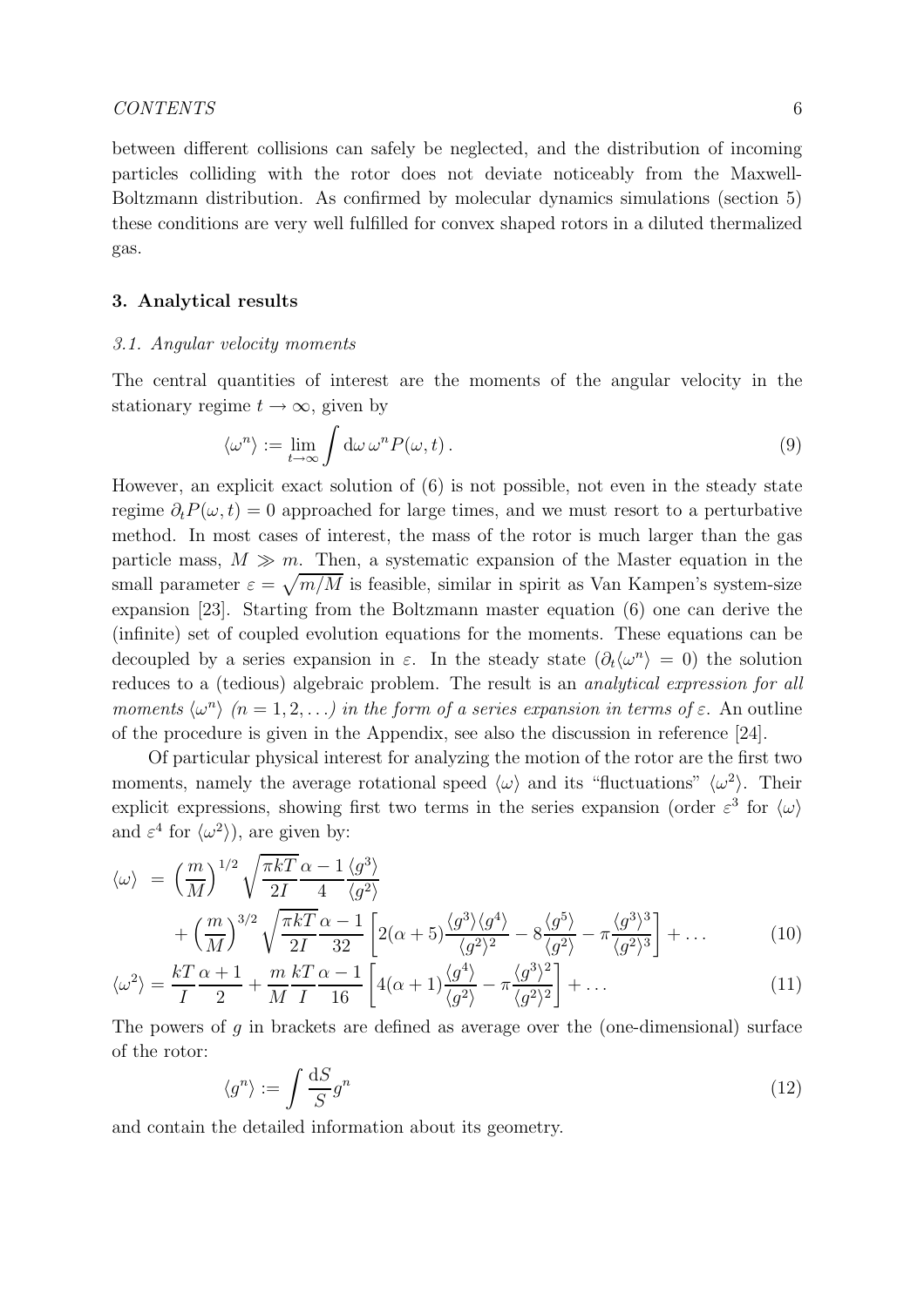between different collisions can safely be neglected, and the distribution of incoming particles colliding with the rotor does not deviate noticeably from the Maxwell-Boltzmann distribution. As confirmed by molecular dynamics simulations (section 5) these conditions are very well fulfilled for convex shaped rotors in a diluted thermalized gas.

## 3. Analytical results

### 3.1. Angular velocity moments

The central quantities of interest are the moments of the angular velocity in the stationary regime $t \to \infty$, given by

$$\langle \omega^n \rangle := \lim_{t\to\infty} \int \mathrm{d}\omega\, \omega^n P(\omega, t)\,. \tag{9}$$

However, an explicit exact solution of (6) is not possible, not even in the steady state regime $\partial_t P(\omega, t) = 0$ approached for large times, and we must resort to a perturbative method. In most cases of interest, the mass of the rotor is much larger than the gas particle mass, $M \gg m$. Then, a systematic expansion of the Master equation in the small parameter $\varepsilon = \sqrt{m/M}$ is feasible, similar in spirit as Van Kampen's system-size expansion [23]. Starting from the Boltzmann master equation (6) one can derive the (infinite) set of coupled evolution equations for the moments. These equations can be decoupled by a series expansion in $\varepsilon$. In the steady state ($\partial_t \langle \omega^n \rangle = 0$) the solution reduces to a (tedious) algebraic problem. The result is an *analytical expression for all moments* $\langle \omega^n \rangle$ *($n = 1, 2, \ldots$) in the form of a series expansion in terms of* $\varepsilon$. An outline of the procedure is given in the Appendix, see also the discussion in reference [24].

Of particular physical interest for analyzing the motion of the rotor are the first two moments, namely the average rotational speed $\langle \omega \rangle$ and its "fluctuations" $\langle \omega^2 \rangle$. Their explicit expressions, showing first two terms in the series expansion (order $\varepsilon^3$ for $\langle \omega \rangle$ and $\varepsilon^4$ for $\langle \omega^2 \rangle$), are given by:

$$\begin{aligned}
\langle \omega \rangle \;&=\; \Big(\frac{m}{M}\Big)^{1/2} \sqrt{\frac{\pi k T}{2I}}\, \frac{\alpha - 1}{4} \frac{\langle g^3 \rangle}{\langle g^2 \rangle} \\
&\quad + \Big(\frac{m}{M}\Big)^{3/2} \sqrt{\frac{\pi k T}{2I}}\, \frac{\alpha - 1}{32} \left[ 2(\alpha + 5) \frac{\langle g^3 \rangle \langle g^4 \rangle}{\langle g^2 \rangle^2} - 8 \frac{\langle g^5 \rangle}{\langle g^2 \rangle} - \pi \frac{\langle g^3 \rangle^3}{\langle g^2 \rangle^3} \right] + \ldots
\end{aligned} \tag{10}$$

$$\langle \omega^2 \rangle = \frac{kT}{I} \frac{\alpha + 1}{2} + \frac{m}{M} \frac{kT}{I} \frac{\alpha - 1}{16} \left[ 4(\alpha + 1) \frac{\langle g^4 \rangle}{\langle g^2 \rangle} - \pi \frac{\langle g^3 \rangle^2}{\langle g^2 \rangle^2} \right] + \ldots \tag{11}$$

The powers of $g$ in brackets are defined as average over the (one-dimensional) surface of the rotor:

$$\langle g^n \rangle := \int \frac{\mathrm{d}S}{S} g^n \tag{12}$$

and contain the detailed information about its geometry.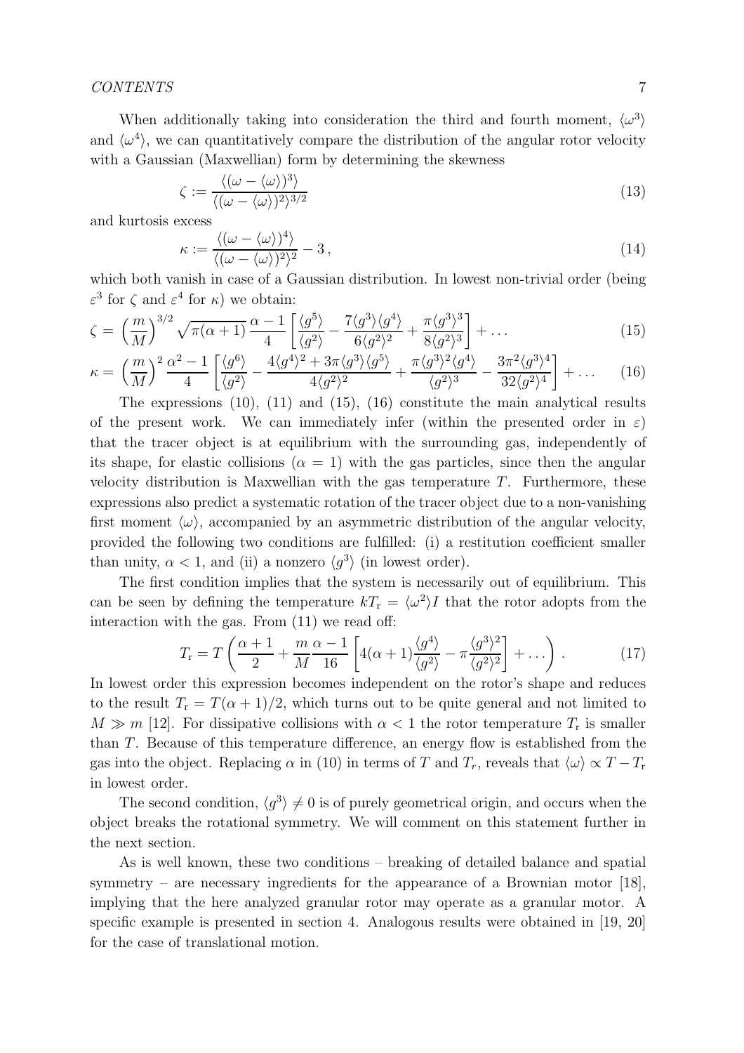When additionally taking into consideration the third and fourth moment, $\langle\omega^3\rangle$ and $\langle\omega^4\rangle$, we can quantitatively compare the distribution of the angular rotor velocity with a Gaussian (Maxwellian) form by determining the skewness

$$\zeta := \frac{\langle(\omega - \langle\omega\rangle)^3\rangle}{\langle(\omega - \langle\omega\rangle)^2\rangle^{3/2}} \tag{13}$$

and kurtosis excess

$$\kappa := \frac{\langle(\omega - \langle\omega\rangle)^4\rangle}{\langle(\omega - \langle\omega\rangle)^2\rangle^2} - 3\,, \tag{14}$$

which both vanish in case of a Gaussian distribution. In lowest non-trivial order (being $\varepsilon^3$ for $\zeta$ and $\varepsilon^4$ for $\kappa$) we obtain:

$$\zeta = \left(\frac{m}{M}\right)^{3/2}\sqrt{\pi(\alpha+1)}\,\frac{\alpha-1}{4}\left[\frac{\langle g^5\rangle}{\langle g^2\rangle} - \frac{7\langle g^3\rangle\langle g^4\rangle}{6\langle g^2\rangle^2} + \frac{\pi\langle g^3\rangle^3}{8\langle g^2\rangle^3}\right] + \ldots \tag{15}$$

$$\kappa = \left(\frac{m}{M}\right)^2\frac{\alpha^2-1}{4}\left[\frac{\langle g^6\rangle}{\langle g^2\rangle} - \frac{4\langle g^4\rangle^2 + 3\pi\langle g^3\rangle\langle g^5\rangle}{4\langle g^2\rangle^2} + \frac{\pi\langle g^3\rangle^2\langle g^4\rangle}{\langle g^2\rangle^3} - \frac{3\pi^2\langle g^3\rangle^4}{32\langle g^2\rangle^4}\right] + \ldots \tag{16}$$

The expressions (10), (11) and (15), (16) constitute the main analytical results of the present work. We can immediately infer (within the presented order in $\varepsilon$) that the tracer object is at equilibrium with the surrounding gas, independently of its shape, for elastic collisions ($\alpha = 1$) with the gas particles, since then the angular velocity distribution is Maxwellian with the gas temperature $T$. Furthermore, these expressions also predict a systematic rotation of the tracer object due to a non-vanishing first moment $\langle\omega\rangle$, accompanied by an asymmetric distribution of the angular velocity, provided the following two conditions are fulfilled: (i) a restitution coefficient smaller than unity, $\alpha < 1$, and (ii) a nonzero $\langle g^3\rangle$ (in lowest order).

The first condition implies that the system is necessarily out of equilibrium. This can be seen by defining the temperature $kT_{\rm r} = \langle\omega^2\rangle I$ that the rotor adopts from the interaction with the gas. From (11) we read off:

$$T_{\rm r} = T\left(\frac{\alpha+1}{2} + \frac{m}{M}\frac{\alpha-1}{16}\left[4(\alpha+1)\frac{\langle g^4\rangle}{\langle g^2\rangle} - \pi\frac{\langle g^3\rangle^2}{\langle g^2\rangle^2}\right] + \ldots\right). \tag{17}$$

In lowest order this expression becomes independent on the rotor's shape and reduces to the result $T_{\rm r} = T(\alpha+1)/2$, which turns out to be quite general and not limited to $M \gg m$ [12]. For dissipative collisions with $\alpha < 1$ the rotor temperature $T_{\rm r}$ is smaller than $T$. Because of this temperature difference, an energy flow is established from the gas into the object. Replacing $\alpha$ in (10) in terms of $T$ and $T_r$, reveals that $\langle\omega\rangle \propto T - T_{\rm r}$ in lowest order.

The second condition, $\langle g^3\rangle \neq 0$ is of purely geometrical origin, and occurs when the object breaks the rotational symmetry. We will comment on this statement further in the next section.

As is well known, these two conditions – breaking of detailed balance and spatial symmetry – are necessary ingredients for the appearance of a Brownian motor [18], implying that the here analyzed granular rotor may operate as a granular motor. A specific example is presented in section 4. Analogous results were obtained in [19, 20] for the case of translational motion.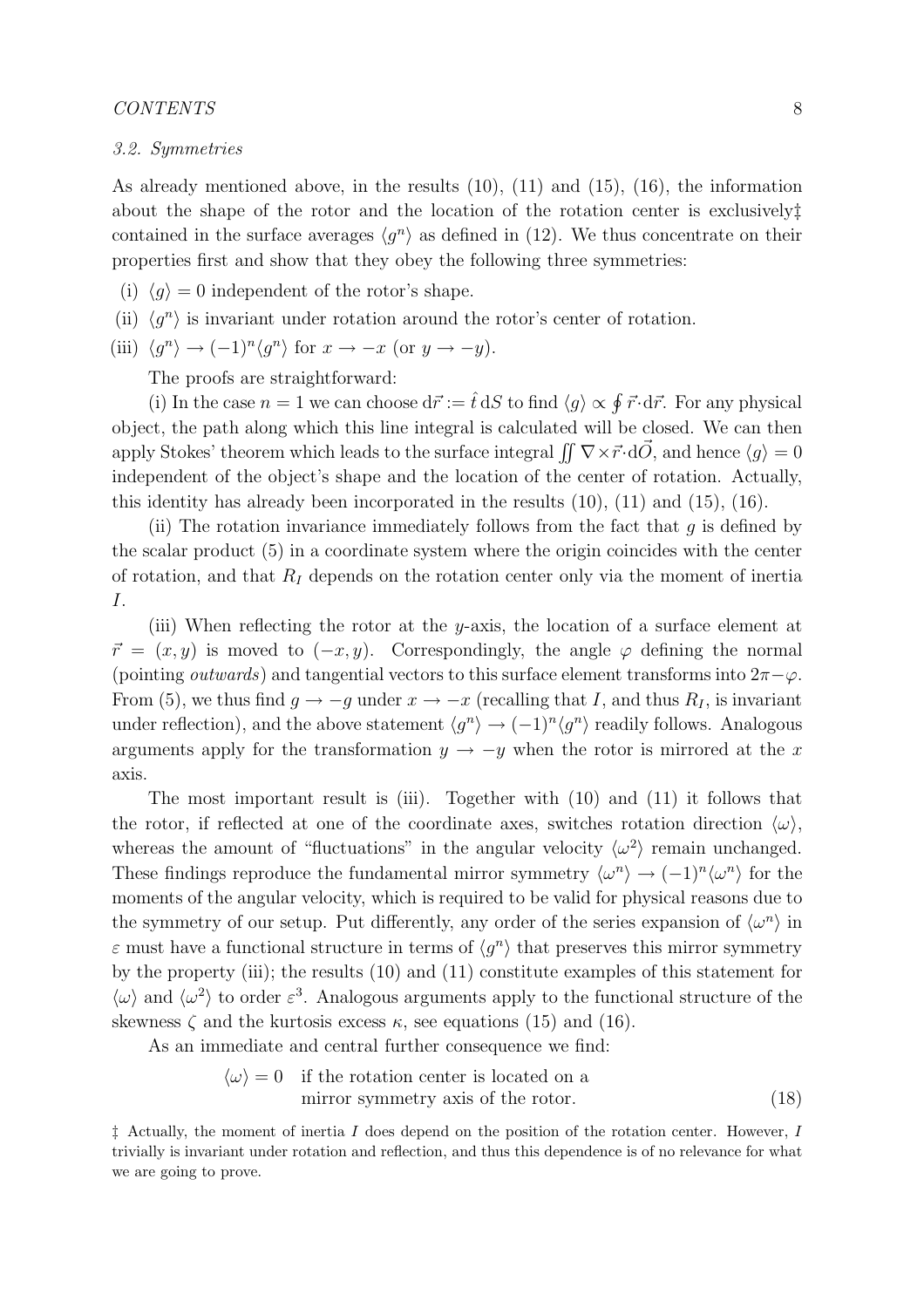### 3.2. Symmetries

As already mentioned above, in the results (10), (11) and (15), (16), the information about the shape of the rotor and the location of the rotation center is exclusively‡ contained in the surface averages $\langle g^n \rangle$ as defined in (12). We thus concentrate on their properties first and show that they obey the following three symmetries:

(i) $\langle g \rangle = 0$ independent of the rotor's shape.

(ii) $\langle g^n \rangle$ is invariant under rotation around the rotor's center of rotation.

(iii) $\langle g^n \rangle \to (-1)^n \langle g^n \rangle$ for $x \to -x$ (or $y \to -y$).

The proofs are straightforward:

(i) In the case $n = 1$ we can choose $\mathrm{d}\vec{r} := \hat{t}\,\mathrm{d}S$ to find $\langle g \rangle \propto \oint \vec{r}\cdot\mathrm{d}\vec{r}$. For any physical object, the path along which this line integral is calculated will be closed. We can then apply Stokes' theorem which leads to the surface integral $\iint \nabla\times\vec{r}\cdot\mathrm{d}\vec{O}$, and hence $\langle g \rangle = 0$ independent of the object's shape and the location of the center of rotation. Actually, this identity has already been incorporated in the results (10), (11) and (15), (16).

(ii) The rotation invariance immediately follows from the fact that $g$ is defined by the scalar product (5) in a coordinate system where the origin coincides with the center of rotation, and that $R_I$ depends on the rotation center only via the moment of inertia $I$.

(iii) When reflecting the rotor at the $y$-axis, the location of a surface element at $\vec{r} = (x, y)$ is moved to $(-x, y)$. Correspondingly, the angle $\varphi$ defining the normal (pointing *outwards*) and tangential vectors to this surface element transforms into $2\pi - \varphi$. From (5), we thus find $g \to -g$ under $x \to -x$ (recalling that $I$, and thus $R_I$, is invariant under reflection), and the above statement $\langle g^n \rangle \to (-1)^n \langle g^n \rangle$ readily follows. Analogous arguments apply for the transformation $y \to -y$ when the rotor is mirrored at the $x$ axis.

The most important result is (iii). Together with (10) and (11) it follows that the rotor, if reflected at one of the coordinate axes, switches rotation direction $\langle \omega \rangle$, whereas the amount of "fluctuations" in the angular velocity $\langle \omega^2 \rangle$ remain unchanged. These findings reproduce the fundamental mirror symmetry $\langle \omega^n \rangle \to (-1)^n \langle \omega^n \rangle$ for the moments of the angular velocity, which is required to be valid for physical reasons due to the symmetry of our setup. Put differently, any order of the series expansion of $\langle \omega^n \rangle$ in $\varepsilon$ must have a functional structure in terms of $\langle g^n \rangle$ that preserves this mirror symmetry by the property (iii); the results (10) and (11) constitute examples of this statement for $\langle \omega \rangle$ and $\langle \omega^2 \rangle$ to order $\varepsilon^3$. Analogous arguments apply to the functional structure of the skewness $\zeta$ and the kurtosis excess $\kappa$, see equations (15) and (16).

As an immediate and central further consequence we find:

$$\langle \omega \rangle = 0 \quad \text{if the rotation center is located on a mirror symmetry axis of the rotor.} \tag{18}$$

‡ Actually, the moment of inertia $I$ does depend on the position of the rotation center. However, $I$ trivially is invariant under rotation and reflection, and thus this dependence is of no relevance for what we are going to prove.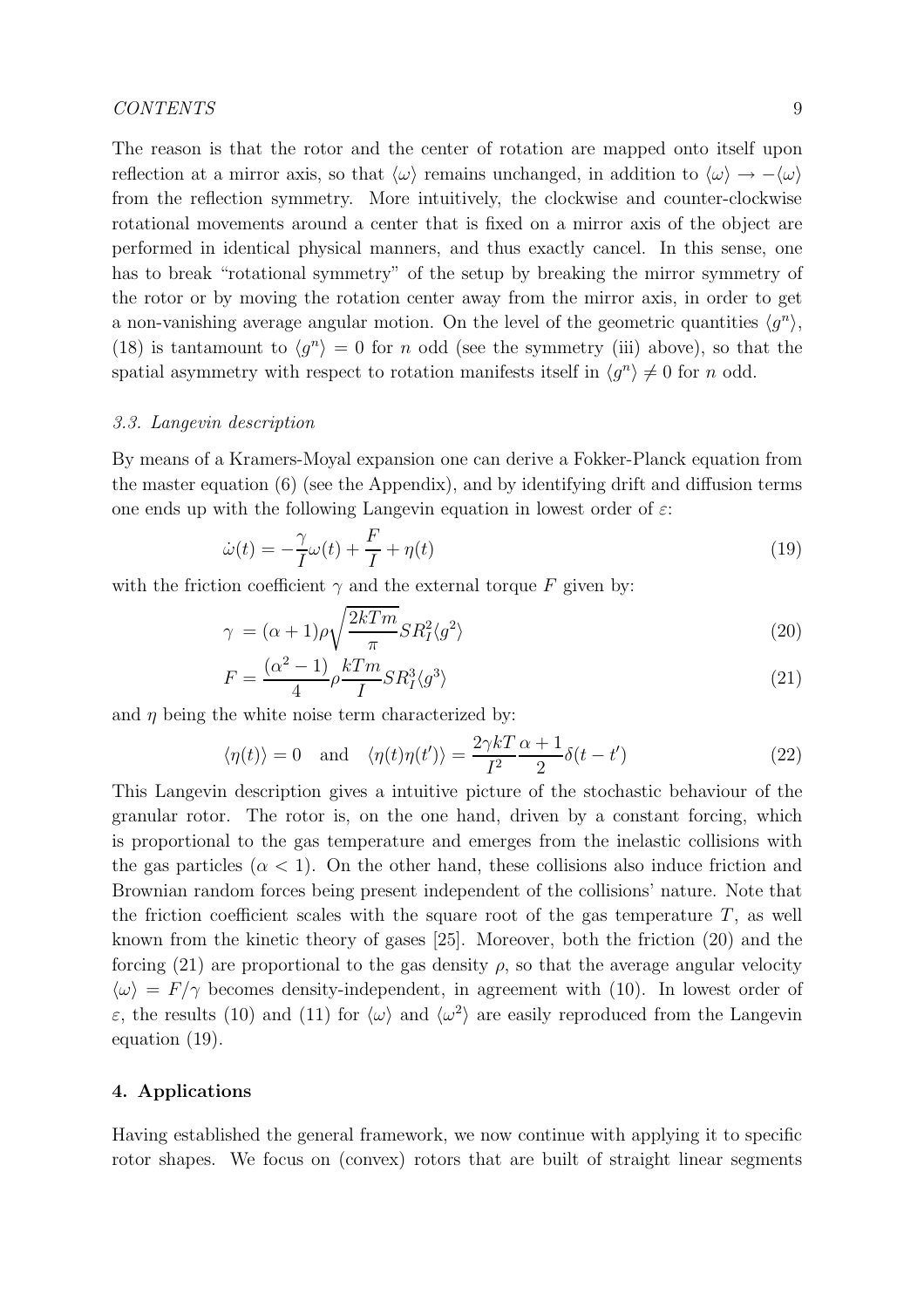The reason is that the rotor and the center of rotation are mapped onto itself upon reflection at a mirror axis, so that $\langle\omega\rangle$ remains unchanged, in addition to $\langle\omega\rangle \to -\langle\omega\rangle$ from the reflection symmetry. More intuitively, the clockwise and counter-clockwise rotational movements around a center that is fixed on a mirror axis of the object are performed in identical physical manners, and thus exactly cancel. In this sense, one has to break "rotational symmetry" of the setup by breaking the mirror symmetry of the rotor or by moving the rotation center away from the mirror axis, in order to get a non-vanishing average angular motion. On the level of the geometric quantities $\langle g^n\rangle$, (18) is tantamount to $\langle g^n\rangle = 0$ for $n$ odd (see the symmetry (iii) above), so that the spatial asymmetry with respect to rotation manifests itself in $\langle g^n\rangle \neq 0$ for $n$ odd.

### *3.3. Langevin description*

By means of a Kramers-Moyal expansion one can derive a Fokker-Planck equation from the master equation (6) (see the Appendix), and by identifying drift and diffusion terms one ends up with the following Langevin equation in lowest order of $\varepsilon$:

$$\dot{\omega}(t) = -\frac{\gamma}{I}\omega(t) + \frac{F}{I} + \eta(t) \tag{19}$$

with the friction coefficient $\gamma$ and the external torque $F$ given by:

$$\gamma = (\alpha+1)\rho\sqrt{\frac{2kTm}{\pi}}SR_I^2\langle g^2\rangle \tag{20}$$

$$F = \frac{(\alpha^2-1)}{4}\rho\frac{kTm}{I}SR_I^3\langle g^3\rangle \tag{21}$$

and $\eta$ being the white noise term characterized by:

$$\langle\eta(t)\rangle = 0 \quad \text{and} \quad \langle\eta(t)\eta(t')\rangle = \frac{2\gamma kT}{I^2}\frac{\alpha+1}{2}\delta(t-t') \tag{22}$$

This Langevin description gives a intuitive picture of the stochastic behaviour of the granular rotor. The rotor is, on the one hand, driven by a constant forcing, which is proportional to the gas temperature and emerges from the inelastic collisions with the gas particles ($\alpha < 1$). On the other hand, these collisions also induce friction and Brownian random forces being present independent of the collisions' nature. Note that the friction coefficient scales with the square root of the gas temperature $T$, as well known from the kinetic theory of gases [25]. Moreover, both the friction (20) and the forcing (21) are proportional to the gas density $\rho$, so that the average angular velocity $\langle\omega\rangle = F/\gamma$ becomes density-independent, in agreement with (10). In lowest order of $\varepsilon$, the results (10) and (11) for $\langle\omega\rangle$ and $\langle\omega^2\rangle$ are easily reproduced from the Langevin equation (19).

## 4. Applications

Having established the general framework, we now continue with applying it to specific rotor shapes. We focus on (convex) rotors that are built of straight linear segments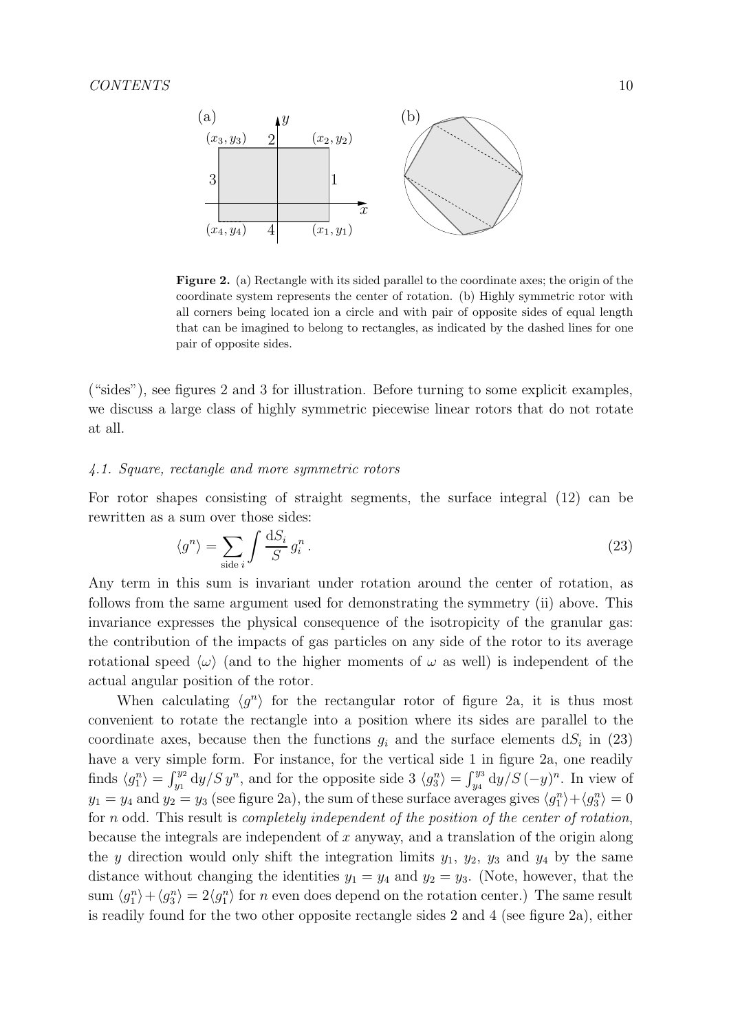**Figure 2.** (a) Rectangle with its sided parallel to the coordinate axes; the origin of the coordinate system represents the center of rotation. (b) Highly symmetric rotor with all corners being located ion a circle and with pair of opposite sides of equal length that can be imagined to belong to rectangles, as indicated by the dashed lines for one pair of opposite sides.

("sides"), see figures 2 and 3 for illustration. Before turning to some explicit examples, we discuss a large class of highly symmetric piecewise linear rotors that do not rotate at all.

### *4.1. Square, rectangle and more symmetric rotors*

For rotor shapes consisting of straight segments, the surface integral (12) can be rewritten as a sum over those sides:

$$\langle g^n \rangle = \sum_{\text{side } i} \int \frac{\mathrm{d}S_i}{S}\, g_i^n \,. \tag{23}$$

Any term in this sum is invariant under rotation around the center of rotation, as follows from the same argument used for demonstrating the symmetry (ii) above. This invariance expresses the physical consequence of the isotropicity of the granular gas: the contribution of the impacts of gas particles on any side of the rotor to its average rotational speed $\langle \omega \rangle$ (and to the higher moments of $\omega$ as well) is independent of the actual angular position of the rotor.

When calculating $\langle g^n \rangle$ for the rectangular rotor of figure 2a, it is thus most convenient to rotate the rectangle into a position where its sides are parallel to the coordinate axes, because then the functions $g_i$ and the surface elements $\mathrm{d}S_i$ in (23) have a very simple form. For instance, for the vertical side 1 in figure 2a, one readily finds $\langle g_1^n \rangle = \int_{y_1}^{y_2} \mathrm{d}y/S\, y^n$, and for the opposite side 3 $\langle g_3^n \rangle = \int_{y_4}^{y_3} \mathrm{d}y/S\, (-y)^n$. In view of $y_1 = y_4$ and $y_2 = y_3$ (see figure 2a), the sum of these surface averages gives $\langle g_1^n \rangle + \langle g_3^n \rangle = 0$ for $n$ odd. This result is *completely independent of the position of the center of rotation*, because the integrals are independent of $x$ anyway, and a translation of the origin along the $y$ direction would only shift the integration limits $y_1$, $y_2$, $y_3$ and $y_4$ by the same distance without changing the identities $y_1 = y_4$ and $y_2 = y_3$. (Note, however, that the sum $\langle g_1^n \rangle + \langle g_3^n \rangle = 2\langle g_1^n \rangle$ for $n$ even does depend on the rotation center.) The same result is readily found for the two other opposite rectangle sides 2 and 4 (see figure 2a), either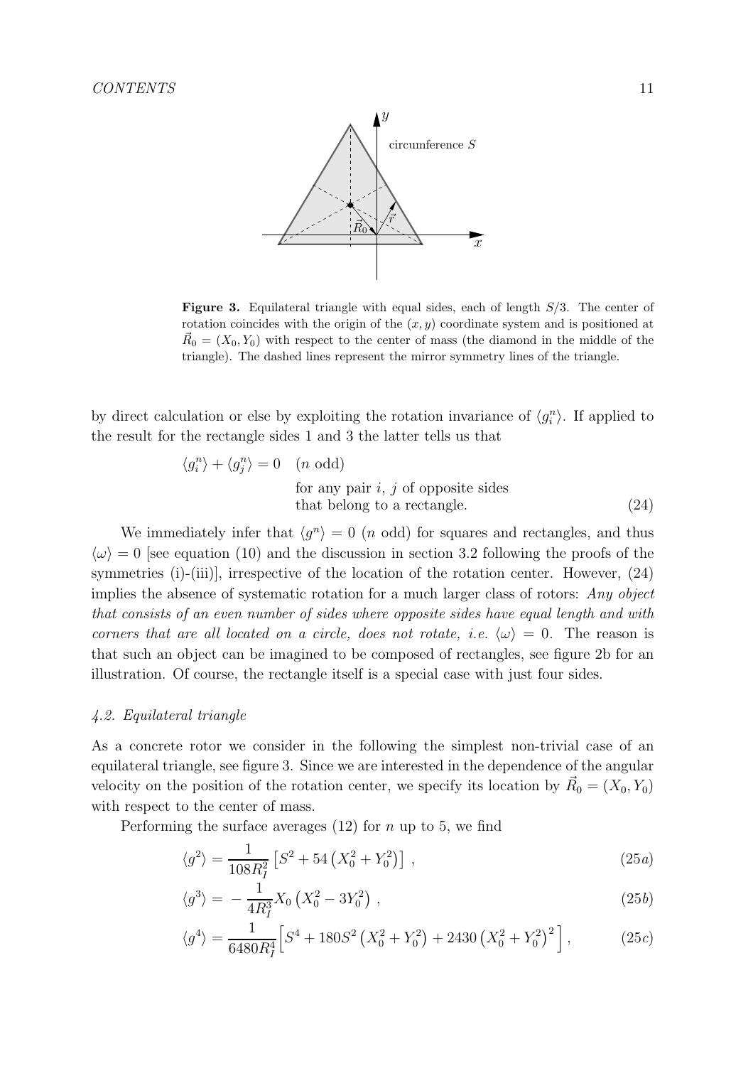**Figure 3.** Equilateral triangle with equal sides, each of length $S/3$. The center of rotation coincides with the origin of the $(x, y)$ coordinate system and is positioned at $\vec{R}_0 = (X_0, Y_0)$ with respect to the center of mass (the diamond in the middle of the triangle). The dashed lines represent the mirror symmetry lines of the triangle.

by direct calculation or else by exploiting the rotation invariance of $\langle g_i^n \rangle$. If applied to the result for the rectangle sides 1 and 3 the latter tells us that

$$\langle g_i^n \rangle + \langle g_j^n \rangle = 0 \quad (n \text{ odd}) \quad \text{for any pair } i,\, j \text{ of opposite sides that belong to a rectangle.} \tag{24}$$

We immediately infer that $\langle g^n \rangle = 0$ ($n$ odd) for squares and rectangles, and thus $\langle \omega \rangle = 0$ [see equation (10) and the discussion in section 3.2 following the proofs of the symmetries (i)-(iii)], irrespective of the location of the rotation center. However, (24) implies the absence of systematic rotation for a much larger class of rotors: *Any object that consists of an even number of sides where opposite sides have equal length and with corners that are all located on a circle, does not rotate, i.e.* $\langle \omega \rangle = 0$. The reason is that such an object can be imagined to be composed of rectangles, see figure 2b for an illustration. Of course, the rectangle itself is a special case with just four sides.

### *4.2. Equilateral triangle*

As a concrete rotor we consider in the following the simplest non-trivial case of an equilateral triangle, see figure 3. Since we are interested in the dependence of the angular velocity on the position of the rotation center, we specify its location by $\vec{R}_0 = (X_0, Y_0)$ with respect to the center of mass.

Performing the surface averages (12) for $n$ up to 5, we find

$$\langle g^2 \rangle = \frac{1}{108 R_I^2} \left[ S^2 + 54 \left( X_0^2 + Y_0^2 \right) \right] , \tag{25a}$$

$$\langle g^3 \rangle = -\frac{1}{4 R_I^3} X_0 \left( X_0^2 - 3 Y_0^2 \right) , \tag{25b}$$

$$\langle g^4 \rangle = \frac{1}{6480 R_I^4} \Big[ S^4 + 180 S^2 \left( X_0^2 + Y_0^2 \right) + 2430 \left( X_0^2 + Y_0^2 \right)^2 \Big] , \tag{25c}$$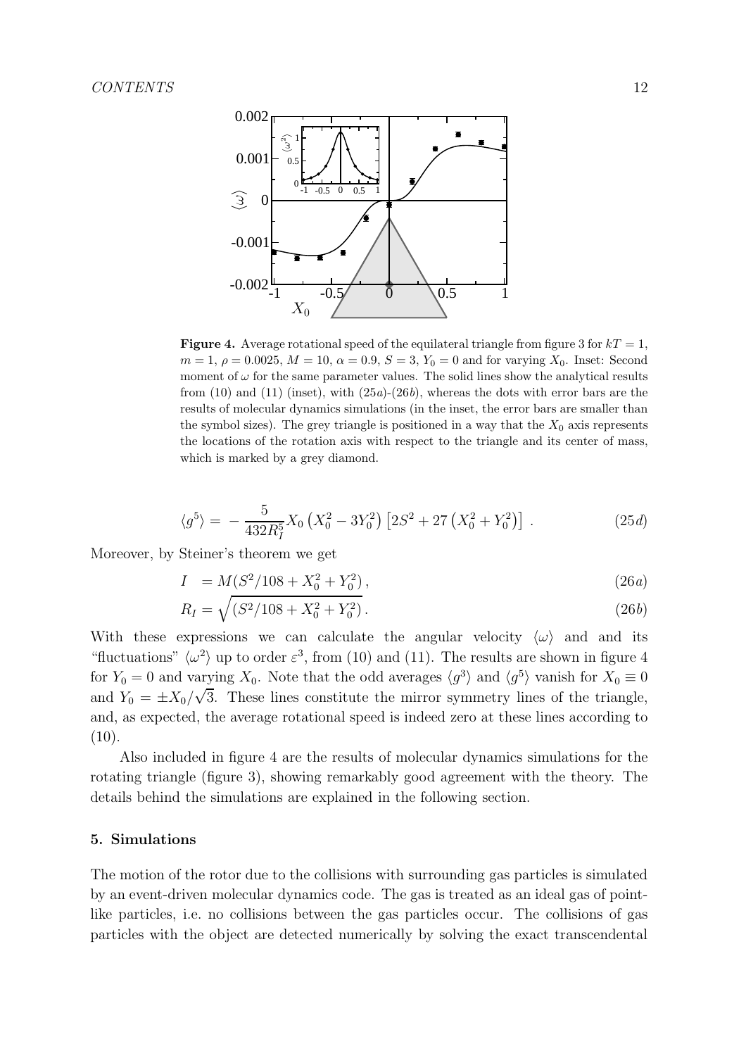**Figure 4.** Average rotational speed of the equilateral triangle from figure 3 for $kT = 1$, $m = 1$, $\rho = 0.0025$, $M = 10$, $\alpha = 0.9$, $S = 3$, $Y_0 = 0$ and for varying $X_0$. Inset: Second moment of $\omega$ for the same parameter values. The solid lines show the analytical results from (10) and (11) (inset), with (25$a$)-(26$b$), whereas the dots with error bars are the results of molecular dynamics simulations (in the inset, the error bars are smaller than the symbol sizes). The grey triangle is positioned in a way that the $X_0$ axis represents the locations of the rotation axis with respect to the triangle and its center of mass, which is marked by a grey diamond.

$$\langle g^5 \rangle = -\frac{5}{432 R_I^5} X_0 \left(X_0^2 - 3Y_0^2\right) \left[2S^2 + 27\left(X_0^2 + Y_0^2\right)\right] . \tag{25d}$$

Moreover, by Steiner's theorem we get

$$I = M(S^2/108 + X_0^2 + Y_0^2) , \tag{26a}$$

$$R_I = \sqrt{(S^2/108 + X_0^2 + Y_0^2)} . \tag{26b}$$

With these expressions we can calculate the angular velocity $\langle \omega \rangle$ and and its "fluctuations" $\langle \omega^2 \rangle$ up to order $\varepsilon^3$, from (10) and (11). The results are shown in figure 4 for $Y_0 = 0$ and varying $X_0$. Note that the odd averages $\langle g^3 \rangle$ and $\langle g^5 \rangle$ vanish for $X_0 \equiv 0$ and $Y_0 = \pm X_0/\sqrt{3}$. These lines constitute the mirror symmetry lines of the triangle, and, as expected, the average rotational speed is indeed zero at these lines according to (10).

Also included in figure 4 are the results of molecular dynamics simulations for the rotating triangle (figure 3), showing remarkably good agreement with the theory. The details behind the simulations are explained in the following section.

## 5. Simulations

The motion of the rotor due to the collisions with surrounding gas particles is simulated by an event-driven molecular dynamics code. The gas is treated as an ideal gas of point-like particles, i.e. no collisions between the gas particles occur. The collisions of gas particles with the object are detected numerically by solving the exact transcendental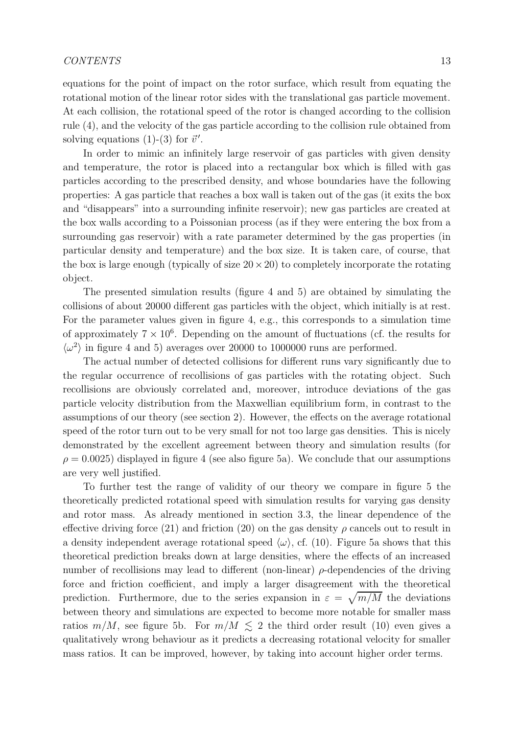equations for the point of impact on the rotor surface, which result from equating the rotational motion of the linear rotor sides with the translational gas particle movement. At each collision, the rotational speed of the rotor is changed according to the collision rule (4), and the velocity of the gas particle according to the collision rule obtained from solving equations (1)-(3) for $\vec{v}'$.

In order to mimic an infinitely large reservoir of gas particles with given density and temperature, the rotor is placed into a rectangular box which is filled with gas particles according to the prescribed density, and whose boundaries have the following properties: A gas particle that reaches a box wall is taken out of the gas (it exits the box and "disappears" into a surrounding infinite reservoir); new gas particles are created at the box walls according to a Poissonian process (as if they were entering the box from a surrounding gas reservoir) with a rate parameter determined by the gas properties (in particular density and temperature) and the box size. It is taken care, of course, that the box is large enough (typically of size $20 \times 20$) to completely incorporate the rotating object.

The presented simulation results (figure 4 and 5) are obtained by simulating the collisions of about 20000 different gas particles with the object, which initially is at rest. For the parameter values given in figure 4, e.g., this corresponds to a simulation time of approximately $7 \times 10^6$. Depending on the amount of fluctuations (cf. the results for $\langle \omega^2 \rangle$ in figure 4 and 5) averages over 20000 to 1000000 runs are performed.

The actual number of detected collisions for different runs vary significantly due to the regular occurrence of recollisions of gas particles with the rotating object. Such recollisions are obviously correlated and, moreover, introduce deviations of the gas particle velocity distribution from the Maxwellian equilibrium form, in contrast to the assumptions of our theory (see section 2). However, the effects on the average rotational speed of the rotor turn out to be very small for not too large gas densities. This is nicely demonstrated by the excellent agreement between theory and simulation results (for $\rho = 0.0025$) displayed in figure 4 (see also figure 5a). We conclude that our assumptions are very well justified.

To further test the range of validity of our theory we compare in figure 5 the theoretically predicted rotational speed with simulation results for varying gas density and rotor mass. As already mentioned in section 3.3, the linear dependence of the effective driving force (21) and friction (20) on the gas density $\rho$ cancels out to result in a density independent average rotational speed $\langle \omega \rangle$, cf. (10). Figure 5a shows that this theoretical prediction breaks down at large densities, where the effects of an increased number of recollisions may lead to different (non-linear) $\rho$-dependencies of the driving force and friction coefficient, and imply a larger disagreement with the theoretical prediction. Furthermore, due to the series expansion in $\varepsilon = \sqrt{m/M}$ the deviations between theory and simulations are expected to become more notable for smaller mass ratios $m/M$, see figure 5b. For $m/M \lesssim 2$ the third order result (10) even gives a qualitatively wrong behaviour as it predicts a decreasing rotational velocity for smaller mass ratios. It can be improved, however, by taking into account higher order terms.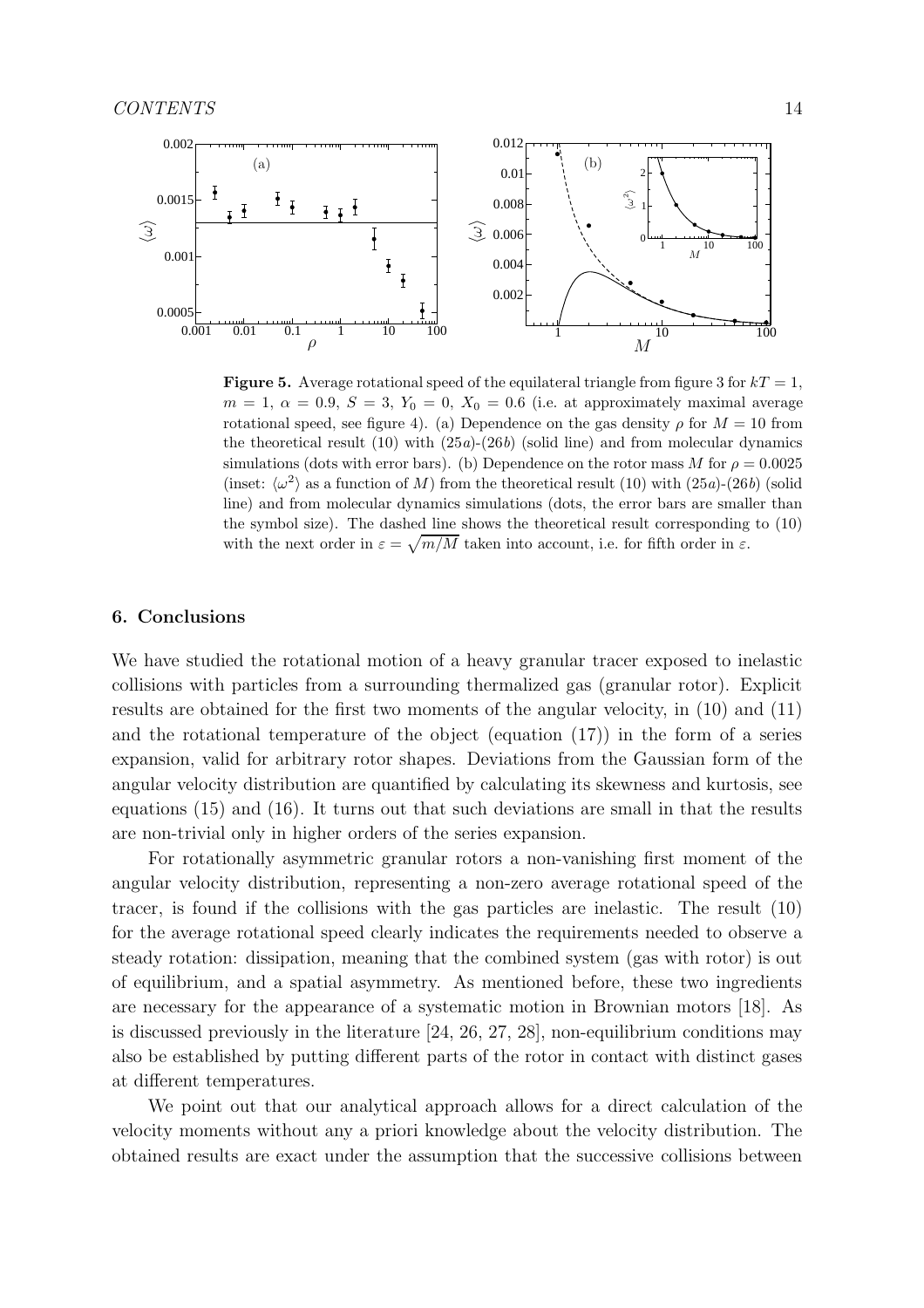**Figure 5.** Average rotational speed of the equilateral triangle from figure 3 for $kT = 1$, $m = 1$, $\alpha = 0.9$, $S = 3$, $Y_0 = 0$, $X_0 = 0.6$ (i.e. at approximately maximal average rotational speed, see figure 4). (a) Dependence on the gas density $\rho$ for $M = 10$ from the theoretical result (10) with (25$a$)-(26$b$) (solid line) and from molecular dynamics simulations (dots with error bars). (b) Dependence on the rotor mass $M$ for $\rho = 0.0025$ (inset: $\langle\omega^2\rangle$ as a function of $M$) from the theoretical result (10) with (25$a$)-(26$b$) (solid line) and from molecular dynamics simulations (dots, the error bars are smaller than the symbol size). The dashed line shows the theoretical result corresponding to (10) with the next order in $\varepsilon = \sqrt{m/M}$ taken into account, i.e. for fifth order in $\varepsilon$.

## 6. Conclusions

We have studied the rotational motion of a heavy granular tracer exposed to inelastic collisions with particles from a surrounding thermalized gas (granular rotor). Explicit results are obtained for the first two moments of the angular velocity, in (10) and (11) and the rotational temperature of the object (equation (17)) in the form of a series expansion, valid for arbitrary rotor shapes. Deviations from the Gaussian form of the angular velocity distribution are quantified by calculating its skewness and kurtosis, see equations (15) and (16). It turns out that such deviations are small in that the results are non-trivial only in higher orders of the series expansion.

For rotationally asymmetric granular rotors a non-vanishing first moment of the angular velocity distribution, representing a non-zero average rotational speed of the tracer, is found if the collisions with the gas particles are inelastic. The result (10) for the average rotational speed clearly indicates the requirements needed to observe a steady rotation: dissipation, meaning that the combined system (gas with rotor) is out of equilibrium, and a spatial asymmetry. As mentioned before, these two ingredients are necessary for the appearance of a systematic motion in Brownian motors [18]. As is discussed previously in the literature [24, 26, 27, 28], non-equilibrium conditions may also be established by putting different parts of the rotor in contact with distinct gases at different temperatures.

We point out that our analytical approach allows for a direct calculation of the velocity moments without any a priori knowledge about the velocity distribution. The obtained results are exact under the assumption that the successive collisions between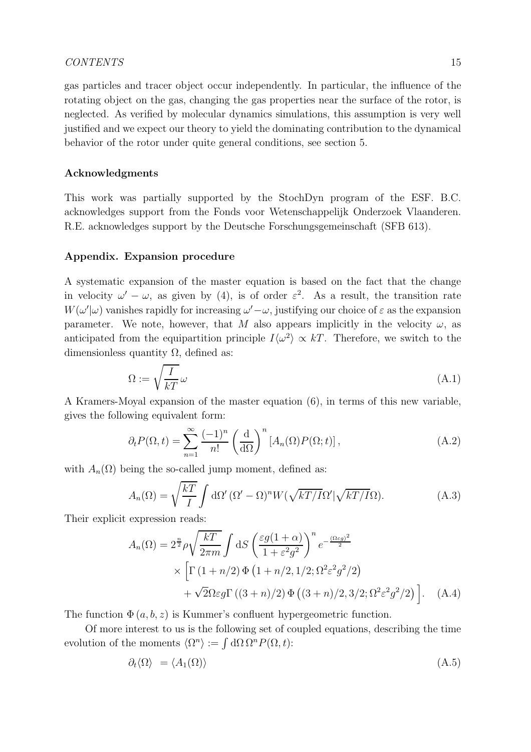gas particles and tracer object occur independently. In particular, the influence of the rotating object on the gas, changing the gas properties near the surface of the rotor, is neglected. As verified by molecular dynamics simulations, this assumption is very well justified and we expect our theory to yield the dominating contribution to the dynamical behavior of the rotor under quite general conditions, see section 5.

## Acknowledgments

This work was partially supported by the StochDyn program of the ESF. B.C. acknowledges support from the Fonds voor Wetenschappelijk Onderzoek Vlaanderen. R.E. acknowledges support by the Deutsche Forschungsgemeinschaft (SFB 613).

## Appendix. Expansion procedure

A systematic expansion of the master equation is based on the fact that the change in velocity $\omega' - \omega$, as given by (4), is of order $\varepsilon^2$. As a result, the transition rate $W(\omega'|\omega)$ vanishes rapidly for increasing $\omega' - \omega$, justifying our choice of $\varepsilon$ as the expansion parameter. We note, however, that $M$ also appears implicitly in the velocity $\omega$, as anticipated from the equipartition principle $I\langle\omega^2\rangle \propto kT$. Therefore, we switch to the dimensionless quantity $\Omega$, defined as:

$$\Omega := \sqrt{\frac{I}{kT}}\,\omega \tag{A.1}$$

A Kramers-Moyal expansion of the master equation (6), in terms of this new variable, gives the following equivalent form:

$$\partial_t P(\Omega, t) = \sum_{n=1}^{\infty} \frac{(-1)^n}{n!} \left(\frac{\mathrm{d}}{\mathrm{d}\Omega}\right)^n \left[A_n(\Omega) P(\Omega; t)\right], \tag{A.2}$$

with $A_n(\Omega)$ being the so-called jump moment, defined as:

$$A_n(\Omega) = \sqrt{\frac{kT}{I}} \int \mathrm{d}\Omega' \, (\Omega' - \Omega)^n W(\sqrt{kT/I}\Omega' | \sqrt{kT/I}\Omega). \tag{A.3}$$

Their explicit expression reads:

$$\begin{aligned} A_n(\Omega) = 2^{\frac{n}{2}} \rho \sqrt{\frac{kT}{2\pi m}} \int \mathrm{d}S \left(\frac{\varepsilon g(1+\alpha)}{1+\varepsilon^2 g^2}\right)^n e^{-\frac{(\Omega\varepsilon g)^2}{2}} \\ \times \Big[\Gamma\left(1+n/2\right) \Phi\left(1+n/2, 1/2; \Omega^2\varepsilon^2 g^2/2\right) \\ + \sqrt{2}\Omega\varepsilon g \Gamma\left((3+n)/2\right) \Phi\left((3+n)/2, 3/2; \Omega^2\varepsilon^2 g^2/2\right)\Big]. \end{aligned} \tag{A.4}$$

The function $\Phi(a, b, z)$ is Kummer's confluent hypergeometric function.

Of more interest to us is the following set of coupled equations, describing the time evolution of the moments $\langle\Omega^n\rangle := \int \mathrm{d}\Omega \, \Omega^n P(\Omega, t)$:

$$\partial_t \langle\Omega\rangle \; = \langle A_1(\Omega)\rangle \tag{A.5}$$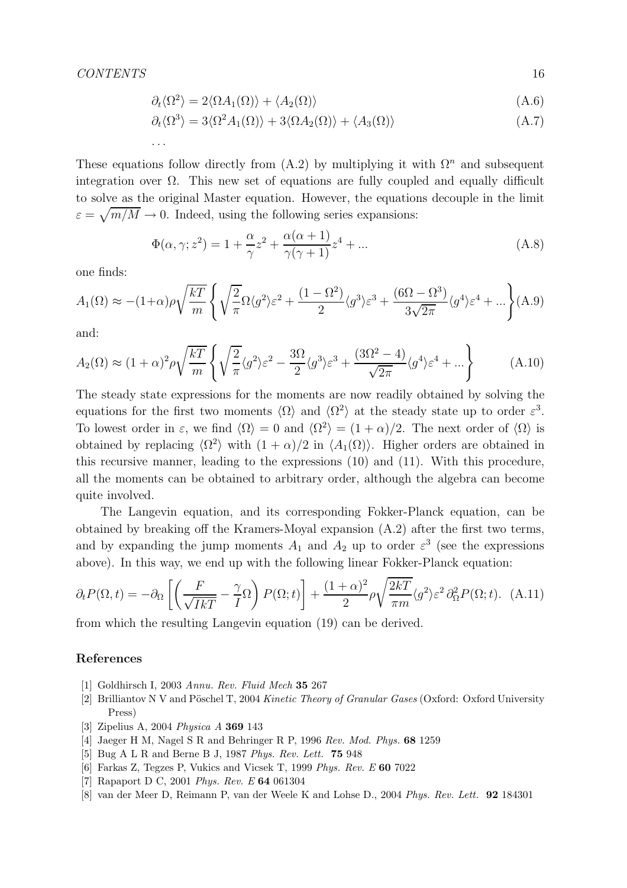$$\partial_t \langle \Omega^2 \rangle = 2 \langle \Omega A_1(\Omega) \rangle + \langle A_2(\Omega) \rangle \tag{A.6}$$

$$\partial_t \langle \Omega^3 \rangle = 3 \langle \Omega^2 A_1(\Omega) \rangle + 3 \langle \Omega A_2(\Omega) \rangle + \langle A_3(\Omega) \rangle \tag{A.7}$$

$$\ldots$$

These equations follow directly from (A.2) by multiplying it with $\Omega^n$ and subsequent integration over $\Omega$. This new set of equations are fully coupled and equally difficult to solve as the original Master equation. However, the equations decouple in the limit $\varepsilon = \sqrt{m/M} \to 0$. Indeed, using the following series expansions:

$$\Phi(\alpha, \gamma; z^2) = 1 + \frac{\alpha}{\gamma} z^2 + \frac{\alpha(\alpha+1)}{\gamma(\gamma+1)} z^4 + \ldots \tag{A.8}$$

one finds:

$$A_1(\Omega) \approx -(1+\alpha)\rho \sqrt{\frac{kT}{m}} \left\{ \sqrt{\frac{2}{\pi}} \Omega \langle g^2 \rangle \varepsilon^2 + \frac{(1-\Omega^2)}{2} \langle g^3 \rangle \varepsilon^3 + \frac{(6\Omega - \Omega^3)}{3\sqrt{2\pi}} \langle g^4 \rangle \varepsilon^4 + \ldots \right\} \tag{A.9}$$

and:

$$A_2(\Omega) \approx (1+\alpha)^2 \rho \sqrt{\frac{kT}{m}} \left\{ \sqrt{\frac{2}{\pi}} \langle g^2 \rangle \varepsilon^2 - \frac{3\Omega}{2} \langle g^3 \rangle \varepsilon^3 + \frac{(3\Omega^2 - 4)}{\sqrt{2\pi}} \langle g^4 \rangle \varepsilon^4 + \ldots \right\} \tag{A.10}$$

The steady state expressions for the moments are now readily obtained by solving the equations for the first two moments $\langle \Omega \rangle$ and $\langle \Omega^2 \rangle$ at the steady state up to order $\varepsilon^3$. To lowest order in $\varepsilon$, we find $\langle \Omega \rangle = 0$ and $\langle \Omega^2 \rangle = (1+\alpha)/2$. The next order of $\langle \Omega \rangle$ is obtained by replacing $\langle \Omega^2 \rangle$ with $(1+\alpha)/2$ in $\langle A_1(\Omega) \rangle$. Higher orders are obtained in this recursive manner, leading to the expressions (10) and (11). With this procedure, all the moments can be obtained to arbitrary order, although the algebra can become quite involved.

The Langevin equation, and its corresponding Fokker-Planck equation, can be obtained by breaking off the Kramers-Moyal expansion (A.2) after the first two terms, and by expanding the jump moments $A_1$ and $A_2$ up to order $\varepsilon^3$ (see the expressions above). In this way, we end up with the following linear Fokker-Planck equation:

$$\partial_t P(\Omega, t) = -\partial_\Omega \left[ \left( \frac{F}{\sqrt{IkT}} - \frac{\gamma}{I} \Omega \right) P(\Omega; t) \right] + \frac{(1+\alpha)^2}{2} \rho \sqrt{\frac{2kT}{\pi m}} \langle g^2 \rangle \varepsilon^2 \, \partial_\Omega^2 P(\Omega; t). \tag{A.11}$$

from which the resulting Langevin equation (19) can be derived.

## References

[1] Goldhirsch I, 2003 *Annu. Rev. Fluid Mech* **35** 267

[2] Brilliantov N V and Pöschel T, 2004 *Kinetic Theory of Granular Gases* (Oxford: Oxford University Press)

[3] Zipelius A, 2004 *Physica A* **369** 143

[4] Jaeger H M, Nagel S R and Behringer R P, 1996 *Rev. Mod. Phys.* **68** 1259

[5] Bug A L R and Berne B J, 1987 *Phys. Rev. Lett.* **75** 948

[6] Farkas Z, Tegzes P, Vukics and Vicsek T, 1999 *Phys. Rev. E* **60** 7022

[7] Rapaport D C, 2001 *Phys. Rev. E* **64** 061304

[8] van der Meer D, Reimann P, van der Weele K and Lohse D., 2004 *Phys. Rev. Lett.* **92** 184301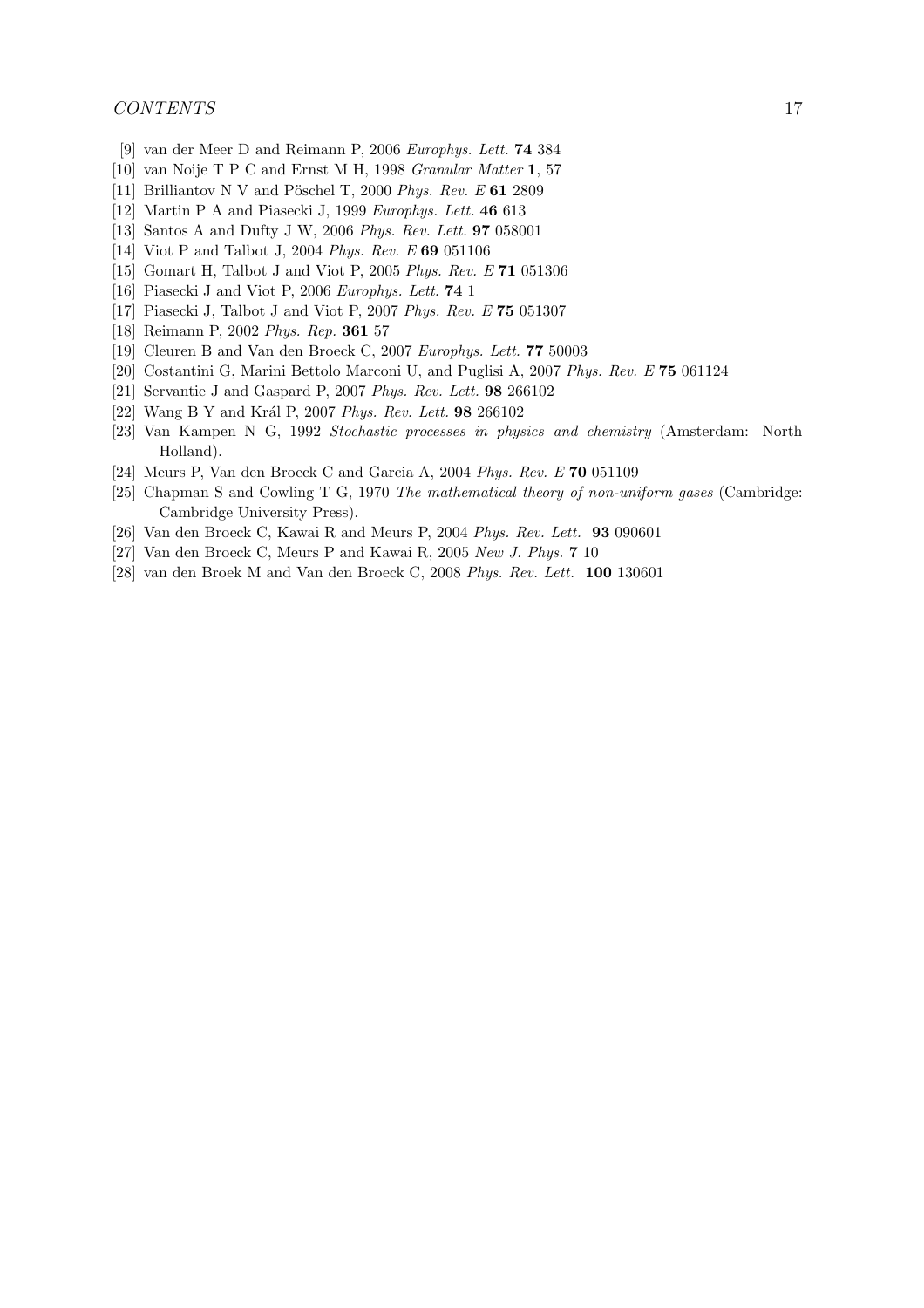[9] van der Meer D and Reimann P, 2006 *Europhys. Lett.* **74** 384

[10] van Noije T P C and Ernst M H, 1998 *Granular Matter* **1**, 57

[11] Brilliantov N V and Pöschel T, 2000 *Phys. Rev. E* **61** 2809

[12] Martin P A and Piasecki J, 1999 *Europhys. Lett.* **46** 613

[13] Santos A and Dufty J W, 2006 *Phys. Rev. Lett.* **97** 058001

[14] Viot P and Talbot J, 2004 *Phys. Rev. E* **69** 051106

[15] Gomart H, Talbot J and Viot P, 2005 *Phys. Rev. E* **71** 051306

[16] Piasecki J and Viot P, 2006 *Europhys. Lett.* **74** 1

[17] Piasecki J, Talbot J and Viot P, 2007 *Phys. Rev. E* **75** 051307

[18] Reimann P, 2002 *Phys. Rep.* **361** 57

[19] Cleuren B and Van den Broeck C, 2007 *Europhys. Lett.* **77** 50003

[20] Costantini G, Marini Bettolo Marconi U, and Puglisi A, 2007 *Phys. Rev. E* **75** 061124

[21] Servantie J and Gaspard P, 2007 *Phys. Rev. Lett.* **98** 266102

[22] Wang B Y and Král P, 2007 *Phys. Rev. Lett.* **98** 266102

[23] Van Kampen N G, 1992 *Stochastic processes in physics and chemistry* (Amsterdam: North Holland).

[24] Meurs P, Van den Broeck C and Garcia A, 2004 *Phys. Rev. E* **70** 051109

[25] Chapman S and Cowling T G, 1970 *The mathematical theory of non-uniform gases* (Cambridge: Cambridge University Press).

[26] Van den Broeck C, Kawai R and Meurs P, 2004 *Phys. Rev. Lett.* **93** 090601

[27] Van den Broeck C, Meurs P and Kawai R, 2005 *New J. Phys.* **7** 10

[28] van den Broek M and Van den Broeck C, 2008 *Phys. Rev. Lett.* **100** 130601